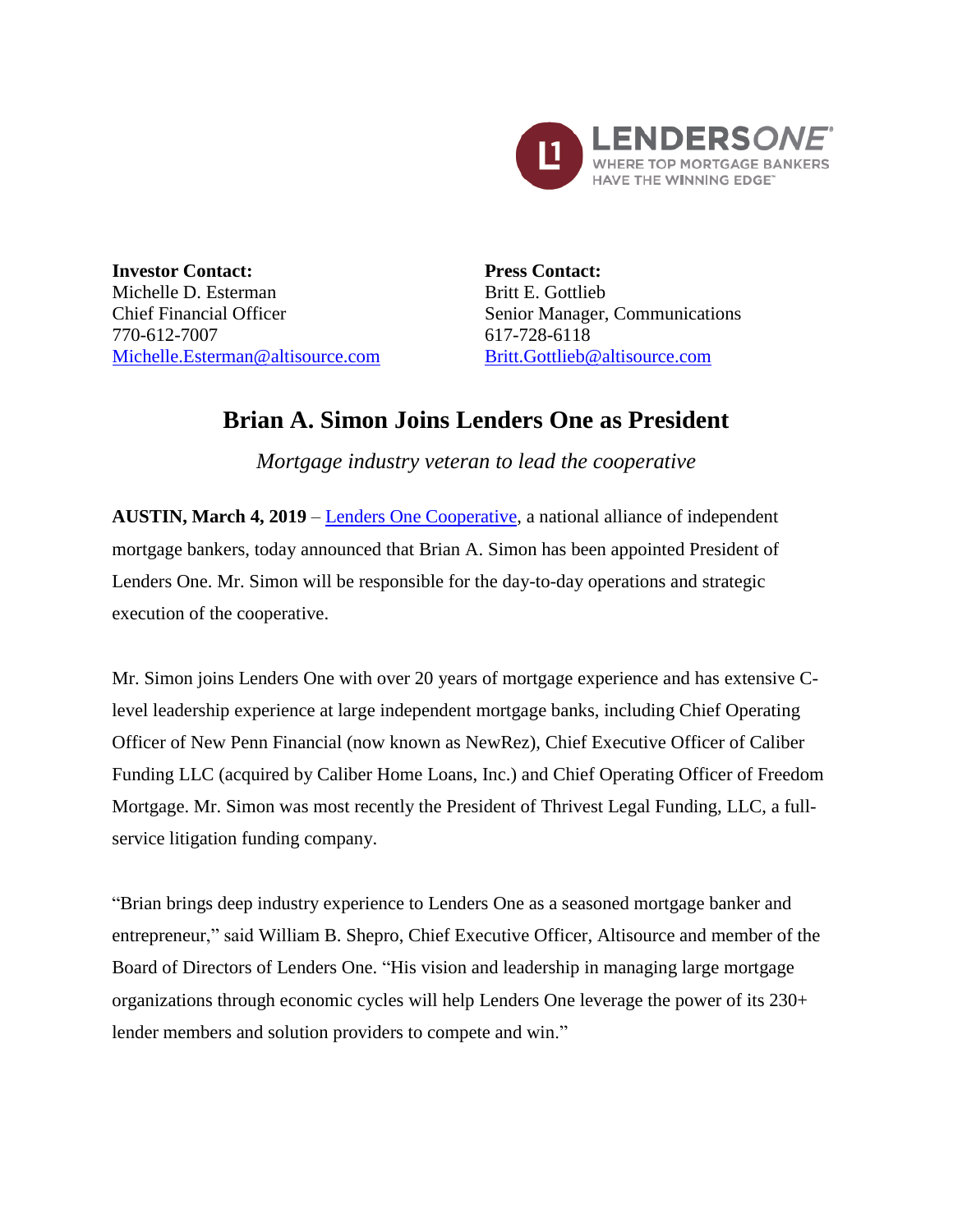**Investor Contact:**
Michelle D. Esterman
Chief Financial Officer
770-612-7007
Michelle.Esterman@altisource.com

**Press Contact:**
Britt E. Gottlieb
Senior Manager, Communications
617-728-6118
Britt.Gottlieb@altisource.com

# Brian A. Simon Joins Lenders One as President

*Mortgage industry veteran to lead the cooperative*

**AUSTIN, March 4, 2019** – Lenders One Cooperative, a national alliance of independent mortgage bankers, today announced that Brian A. Simon has been appointed President of Lenders One. Mr. Simon will be responsible for the day-to-day operations and strategic execution of the cooperative.

Mr. Simon joins Lenders One with over 20 years of mortgage experience and has extensive C-level leadership experience at large independent mortgage banks, including Chief Operating Officer of New Penn Financial (now known as NewRez), Chief Executive Officer of Caliber Funding LLC (acquired by Caliber Home Loans, Inc.) and Chief Operating Officer of Freedom Mortgage. Mr. Simon was most recently the President of Thrivest Legal Funding, LLC, a full-service litigation funding company.

"Brian brings deep industry experience to Lenders One as a seasoned mortgage banker and entrepreneur," said William B. Shepro, Chief Executive Officer, Altisource and member of the Board of Directors of Lenders One. "His vision and leadership in managing large mortgage organizations through economic cycles will help Lenders One leverage the power of its 230+ lender members and solution providers to compete and win."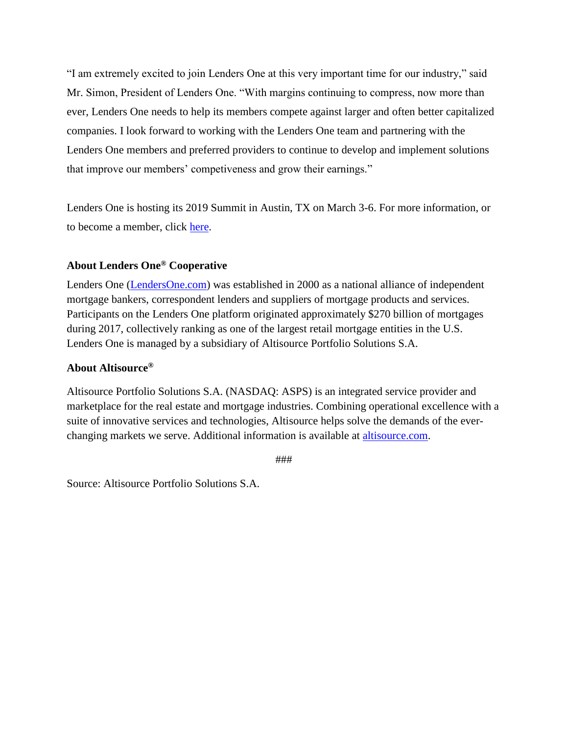"I am extremely excited to join Lenders One at this very important time for our industry," said Mr. Simon, President of Lenders One. "With margins continuing to compress, now more than ever, Lenders One needs to help its members compete against larger and often better capitalized companies. I look forward to working with the Lenders One team and partnering with the Lenders One members and preferred providers to continue to develop and implement solutions that improve our members' competiveness and grow their earnings."

Lenders One is hosting its 2019 Summit in Austin, TX on March 3-6. For more information, or to become a member, click here.

**About Lenders One® Cooperative**

Lenders One (LendersOne.com) was established in 2000 as a national alliance of independent mortgage bankers, correspondent lenders and suppliers of mortgage products and services. Participants on the Lenders One platform originated approximately $270 billion of mortgages during 2017, collectively ranking as one of the largest retail mortgage entities in the U.S. Lenders One is managed by a subsidiary of Altisource Portfolio Solutions S.A.

**About Altisource®**

Altisource Portfolio Solutions S.A. (NASDAQ: ASPS) is an integrated service provider and marketplace for the real estate and mortgage industries. Combining operational excellence with a suite of innovative services and technologies, Altisource helps solve the demands of the ever-changing markets we serve. Additional information is available at altisource.com.

###

Source: Altisource Portfolio Solutions S.A.